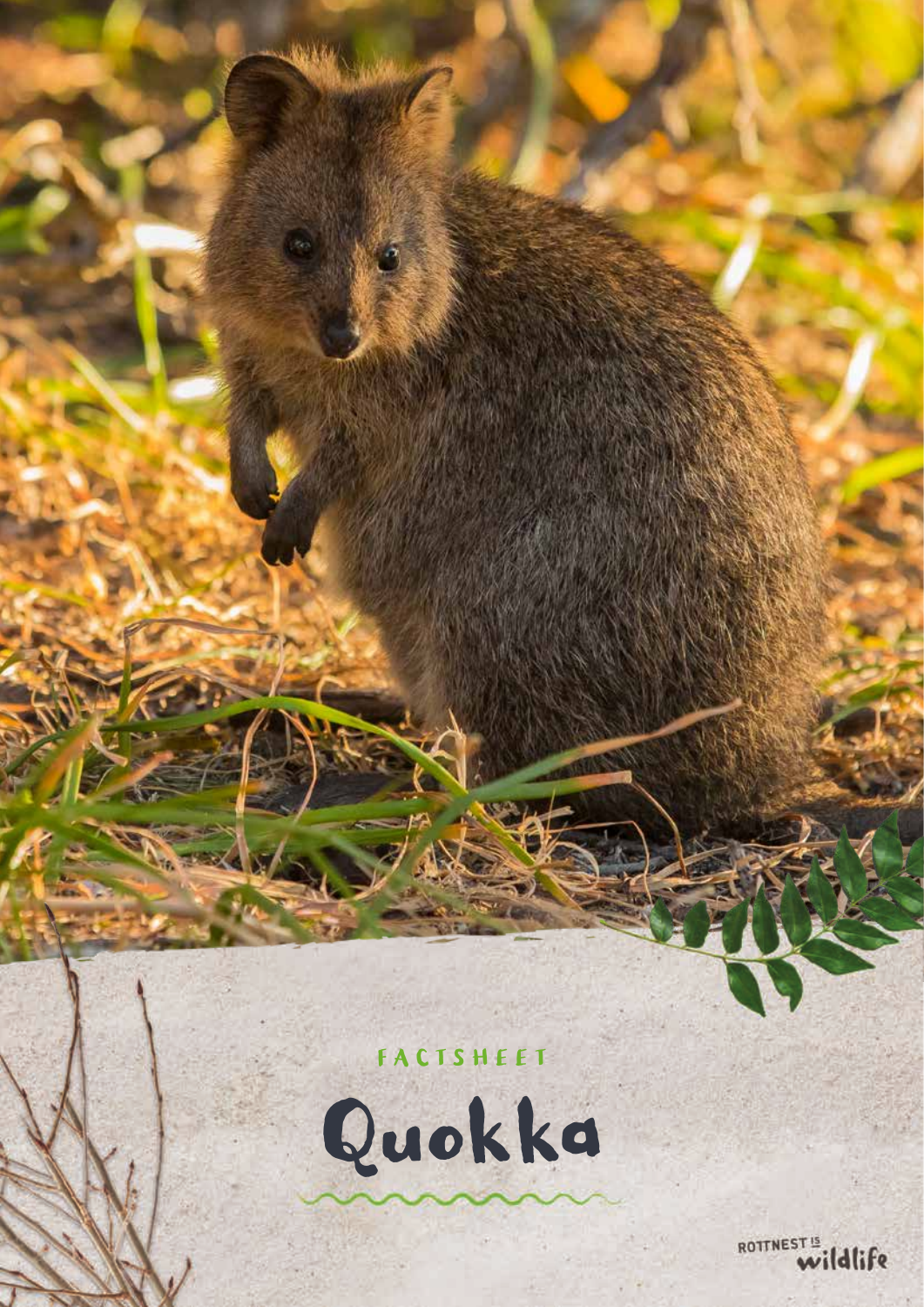FACTSHEET

# Quokka

ROTTNEST IS wildlife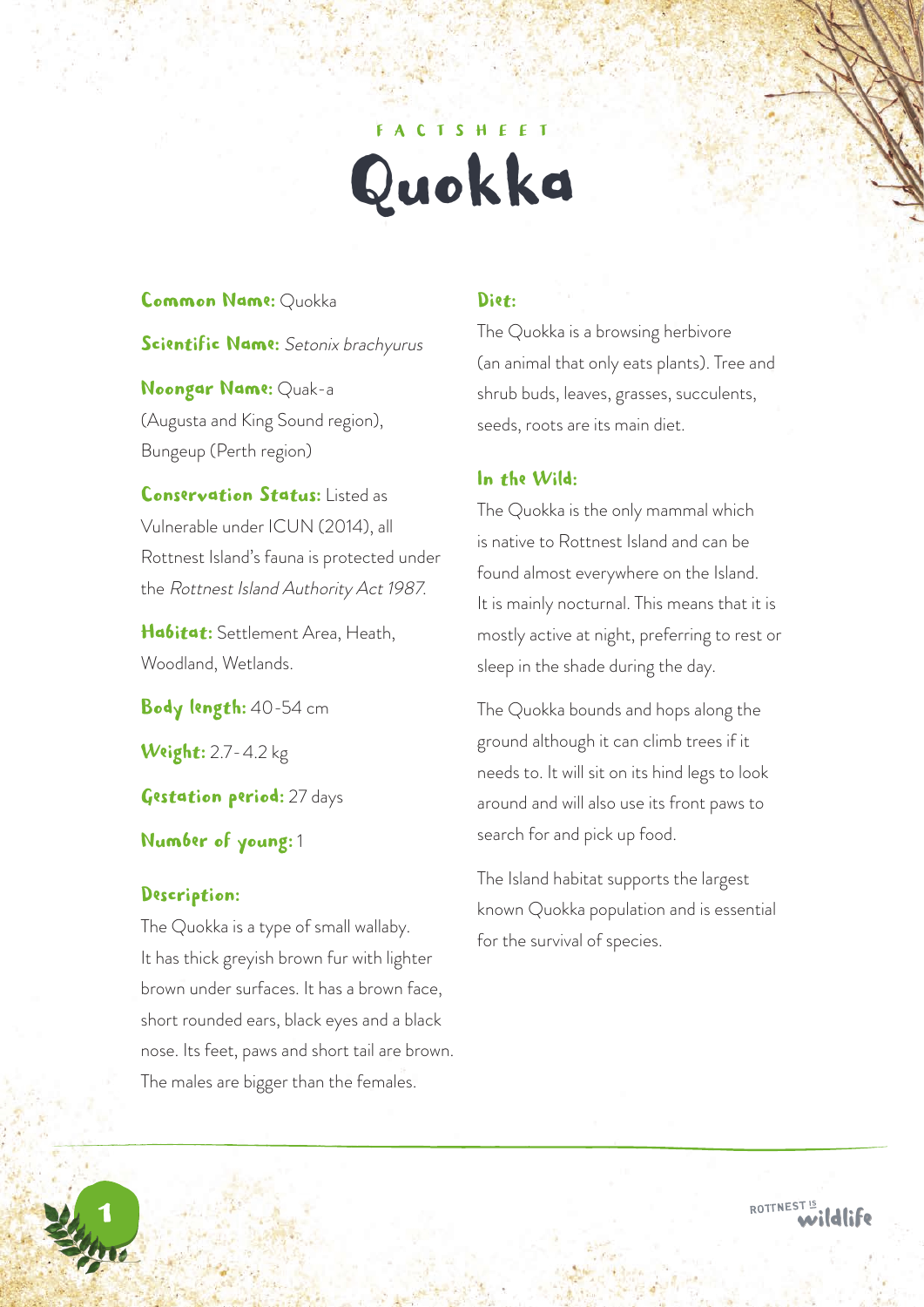FACTSHEET

# Quokka

**Common Name:** Quokka

**Scientific Name:** *Setonix brachyurus*

**Noongar Name:** Quak-a (Augusta and King Sound region), Bungeup (Perth region)

**Conservation Status:** Listed as Vulnerable under ICUN (2014), all Rottnest Island's fauna is protected under the *Rottnest Island Authority Act 1987.*

**Habitat:** Settlement Area, Heath, Woodland, Wetlands.

**Body length:** 40-54 cm

**Weight:** 2.7-4.2 kg

**Gestation period:** 27 days

**Number of young:** 1

## Description:

The Quokka is a type of small wallaby. It has thick greyish brown fur with lighter brown under surfaces. It has a brown face, short rounded ears, black eyes and a black nose. Its feet, paws and short tail are brown. The males are bigger than the females.

## Diet:

The Quokka is a browsing herbivore (an animal that only eats plants). Tree and shrub buds, leaves, grasses, succulents, seeds, roots are its main diet.

## In the Wild:

The Quokka is the only mammal which is native to Rottnest Island and can be found almost everywhere on the Island. It is mainly nocturnal. This means that it is mostly active at night, preferring to rest or sleep in the shade during the day.

The Quokka bounds and hops along the ground although it can climb trees if it needs to. It will sit on its hind legs to look around and will also use its front paws to search for and pick up food.

The Island habitat supports the largest known Quokka population and is essential for the survival of species.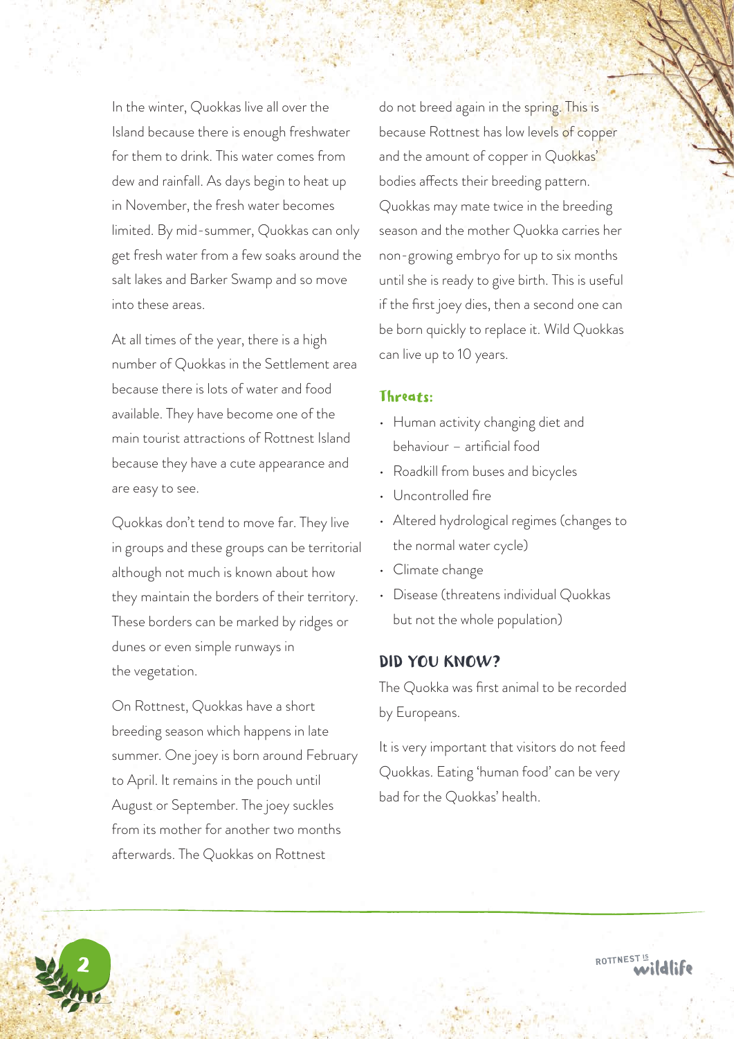In the winter, Quokkas live all over the Island because there is enough freshwater for them to drink. This water comes from dew and rainfall. As days begin to heat up in November, the fresh water becomes limited. By mid-summer, Quokkas can only get fresh water from a few soaks around the salt lakes and Barker Swamp and so move into these areas.

At all times of the year, there is a high number of Quokkas in the Settlement area because there is lots of water and food available. They have become one of the main tourist attractions of Rottnest Island because they have a cute appearance and are easy to see.

Quokkas don't tend to move far. They live in groups and these groups can be territorial although not much is known about how they maintain the borders of their territory. These borders can be marked by ridges or dunes or even simple runways in the vegetation.

On Rottnest, Quokkas have a short breeding season which happens in late summer. One joey is born around February to April. It remains in the pouch until August or September. The joey suckles from its mother for another two months afterwards. The Quokkas on Rottnest do not breed again in the spring. This is because Rottnest has low levels of copper and the amount of copper in Quokkas' bodies affects their breeding pattern. Quokkas may mate twice in the breeding season and the mother Quokka carries her non-growing embryo for up to six months until she is ready to give birth. This is useful if the first joey dies, then a second one can be born quickly to replace it. Wild Quokkas can live up to 10 years.

### Threats:

- Human activity changing diet and behaviour – artificial food
- Roadkill from buses and bicycles
- Uncontrolled fire
- Altered hydrological regimes (changes to the normal water cycle)
- Climate change
- Disease (threatens individual Quokkas but not the whole population)

### DID YOU KNOW?

The Quokka was first animal to be recorded by Europeans.

It is very important that visitors do not feed Quokkas. Eating 'human food' can be very bad for the Quokkas' health.